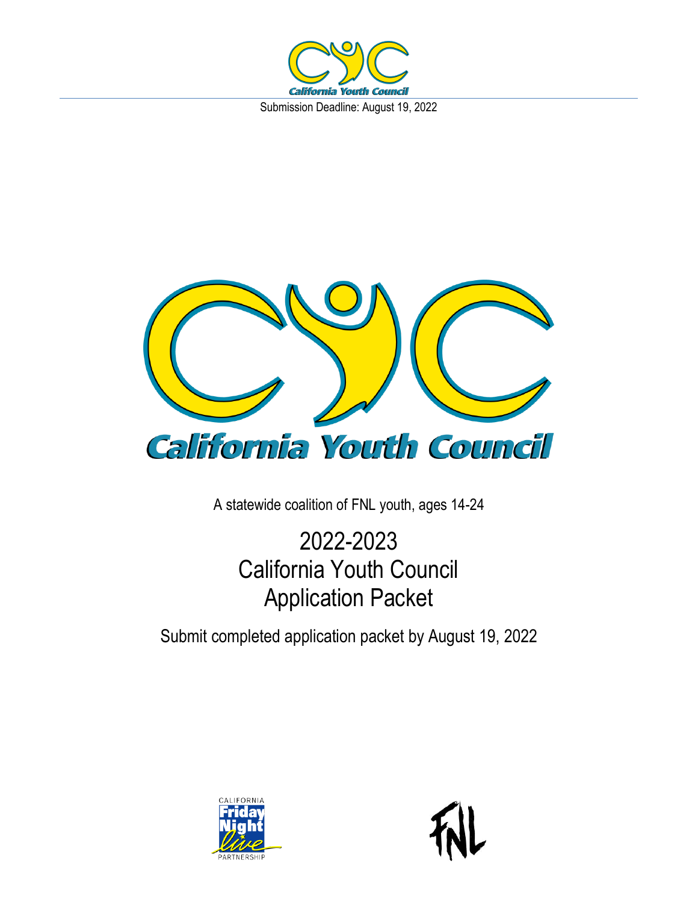Submission Deadline: August 19, 2022

California Youth Council

A statewide coalition of FNL youth, ages 14-24

# 2022-2023
# California Youth Council
# Application Packet

Submit completed application packet by August 19, 2022

CALIFORNIA Friday Night live PARTNERSHIP

FNL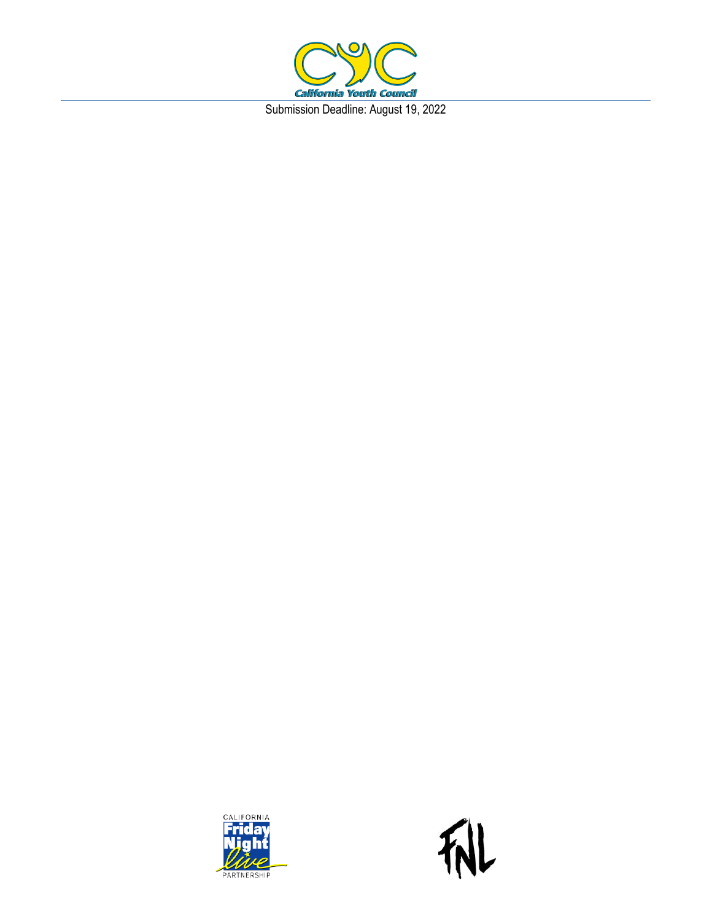Submission Deadline: August 19, 2022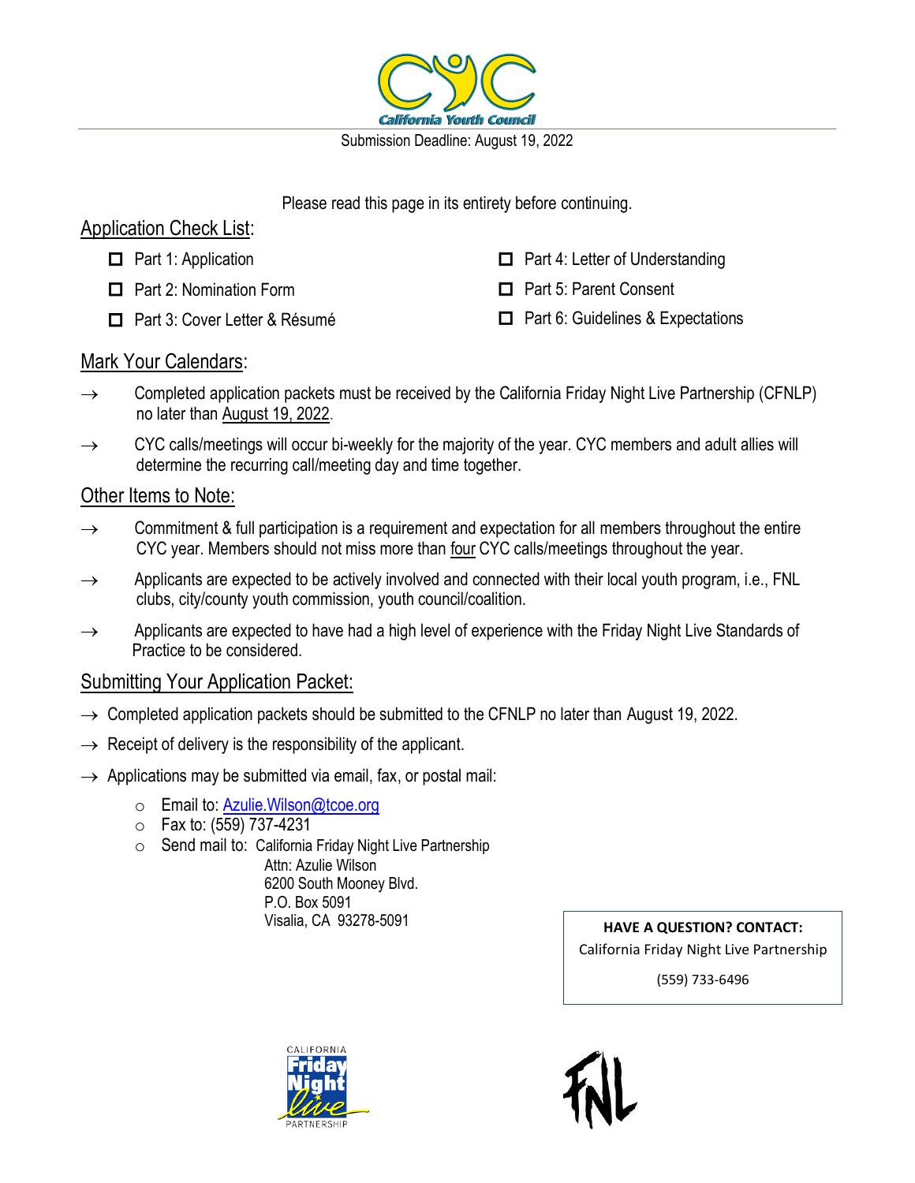California Youth Council

Submission Deadline: August 19, 2022

Please read this page in its entirety before continuing.

## Application Check List:

- ☐ Part 1: Application
- ☐ Part 2: Nomination Form
- ☐ Part 3: Cover Letter & Résumé
- ☐ Part 4: Letter of Understanding
- ☐ Part 5: Parent Consent
- ☐ Part 6: Guidelines & Expectations

## Mark Your Calendars:

→ Completed application packets must be received by the California Friday Night Live Partnership (CFNLP) no later than August 19, 2022.

→ CYC calls/meetings will occur bi-weekly for the majority of the year. CYC members and adult allies will determine the recurring call/meeting day and time together.

## Other Items to Note:

→ Commitment & full participation is a requirement and expectation for all members throughout the entire CYC year. Members should not miss more than four CYC calls/meetings throughout the year.

→ Applicants are expected to be actively involved and connected with their local youth program, i.e., FNL clubs, city/county youth commission, youth council/coalition.

→ Applicants are expected to have had a high level of experience with the Friday Night Live Standards of Practice to be considered.

## Submitting Your Application Packet:

→ Completed application packets should be submitted to the CFNLP no later than August 19, 2022.

→ Receipt of delivery is the responsibility of the applicant.

→ Applications may be submitted via email, fax, or postal mail:

- Email to: Azulie.Wilson@tcoe.org
- Fax to: (559) 737-4231
- Send mail to: California Friday Night Live Partnership
  Attn: Azulie Wilson
  6200 South Mooney Blvd.
  P.O. Box 5091
  Visalia, CA 93278-5091

**HAVE A QUESTION? CONTACT:**
California Friday Night Live Partnership
(559) 733-6496

CALIFORNIA Friday Night Live PARTNERSHIP

FNL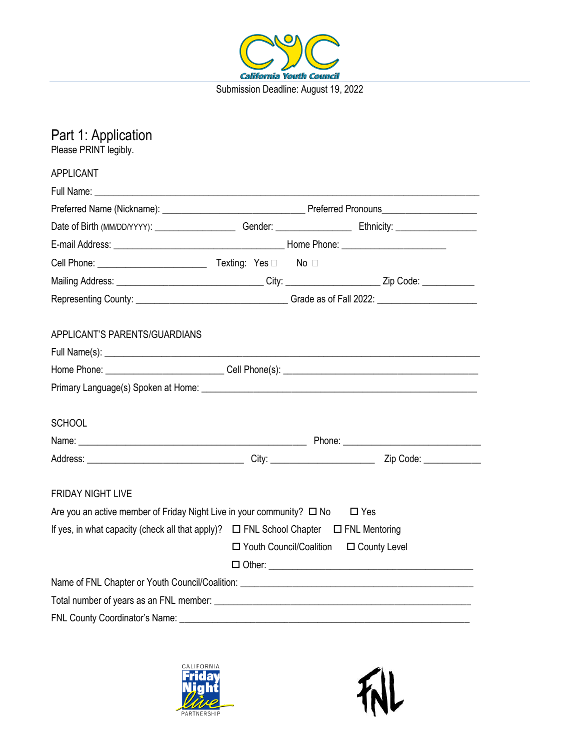California Youth Council

Submission Deadline: August 19, 2022

# Part 1: Application

Please PRINT legibly.

## APPLICANT

Full Name: ___________________________________________________________________________

Preferred Name (Nickname): ___________________________ Preferred Pronouns__________________

Date of Birth (MM/DD/YYYY): _______________ Gender: ______________ Ethnicity: ________________

E-mail Address: ________________________________ Home Phone: ____________________

Cell Phone: ______________________ Texting: Yes ☐ No ☐

Mailing Address: ____________________________ City: __________________ Zip Code: __________

Representing County: _____________________________ Grade as of Fall 2022: ___________________

## APPLICANT'S PARENTS/GUARDIANS

Full Name(s): ________________________________________________________________________

Home Phone: ______________________ Cell Phone(s): ________________________________________

Primary Language(s) Spoken at Home: ___________________________________________________

## SCHOOL

Name: ___________________________________________ Phone: __________________________

Address: _____________________________ City: ____________________ Zip Code: ___________

## FRIDAY NIGHT LIVE

Are you an active member of Friday Night Live in your community? ☐ No ☐ Yes

If yes, in what capacity (check all that apply)? ☐ FNL School Chapter ☐ FNL Mentoring

☐ Youth Council/Coalition ☐ County Level

☐ Other: __________________________________________

Name of FNL Chapter or Youth Council/Coalition: _____________________________________________

Total number of years as an FNL member: ___________________________________________________

FNL County Coordinator's Name: ________________________________________________________

California Friday Night Live Partnership

FNL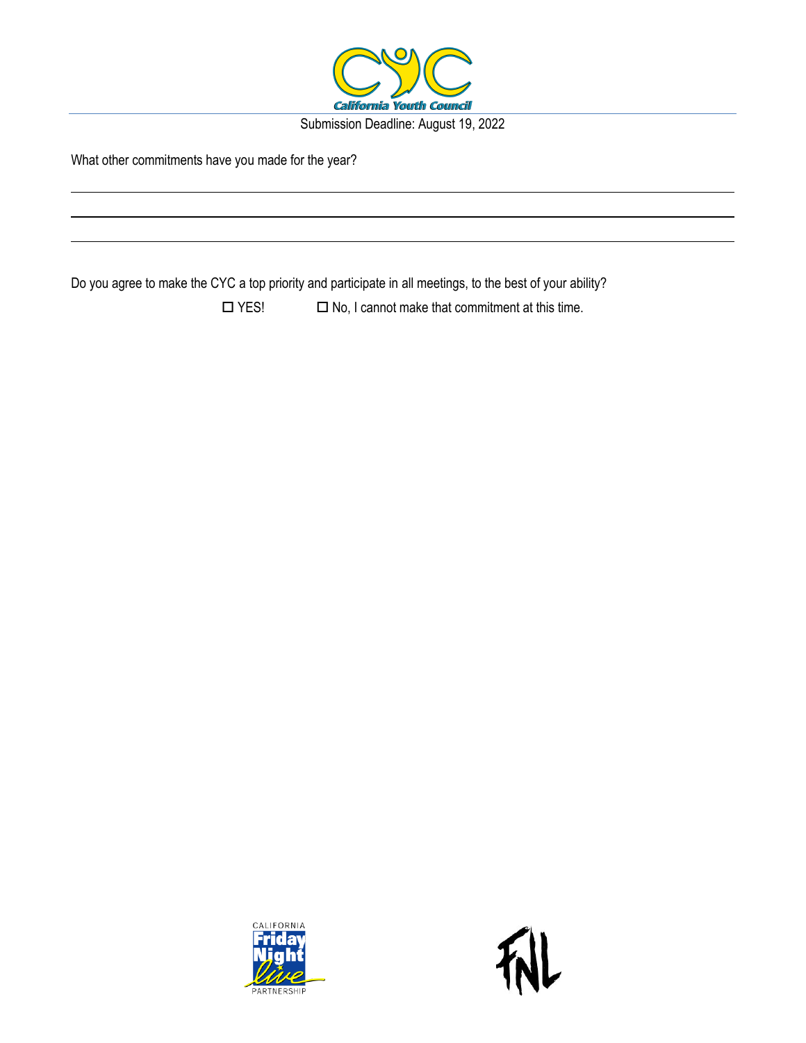Submission Deadline: August 19, 2022

What other commitments have you made for the year?

\_\_\_\_\_\_\_\_\_\_\_\_\_\_\_\_\_\_\_\_\_\_\_\_\_\_\_\_\_\_\_\_\_\_\_\_\_\_\_\_\_\_\_\_\_\_\_\_\_\_\_\_\_\_\_\_\_\_\_\_\_\_\_\_\_\_\_\_\_\_\_\_\_\_\_\_\_\_

\_\_\_\_\_\_\_\_\_\_\_\_\_\_\_\_\_\_\_\_\_\_\_\_\_\_\_\_\_\_\_\_\_\_\_\_\_\_\_\_\_\_\_\_\_\_\_\_\_\_\_\_\_\_\_\_\_\_\_\_\_\_\_\_\_\_\_\_\_\_\_\_\_\_\_\_\_\_

\_\_\_\_\_\_\_\_\_\_\_\_\_\_\_\_\_\_\_\_\_\_\_\_\_\_\_\_\_\_\_\_\_\_\_\_\_\_\_\_\_\_\_\_\_\_\_\_\_\_\_\_\_\_\_\_\_\_\_\_\_\_\_\_\_\_\_\_\_\_\_\_\_\_\_\_\_\_

Do you agree to make the CYC a top priority and participate in all meetings, to the best of your ability?

☐ YES! ☐ No, I cannot make that commitment at this time.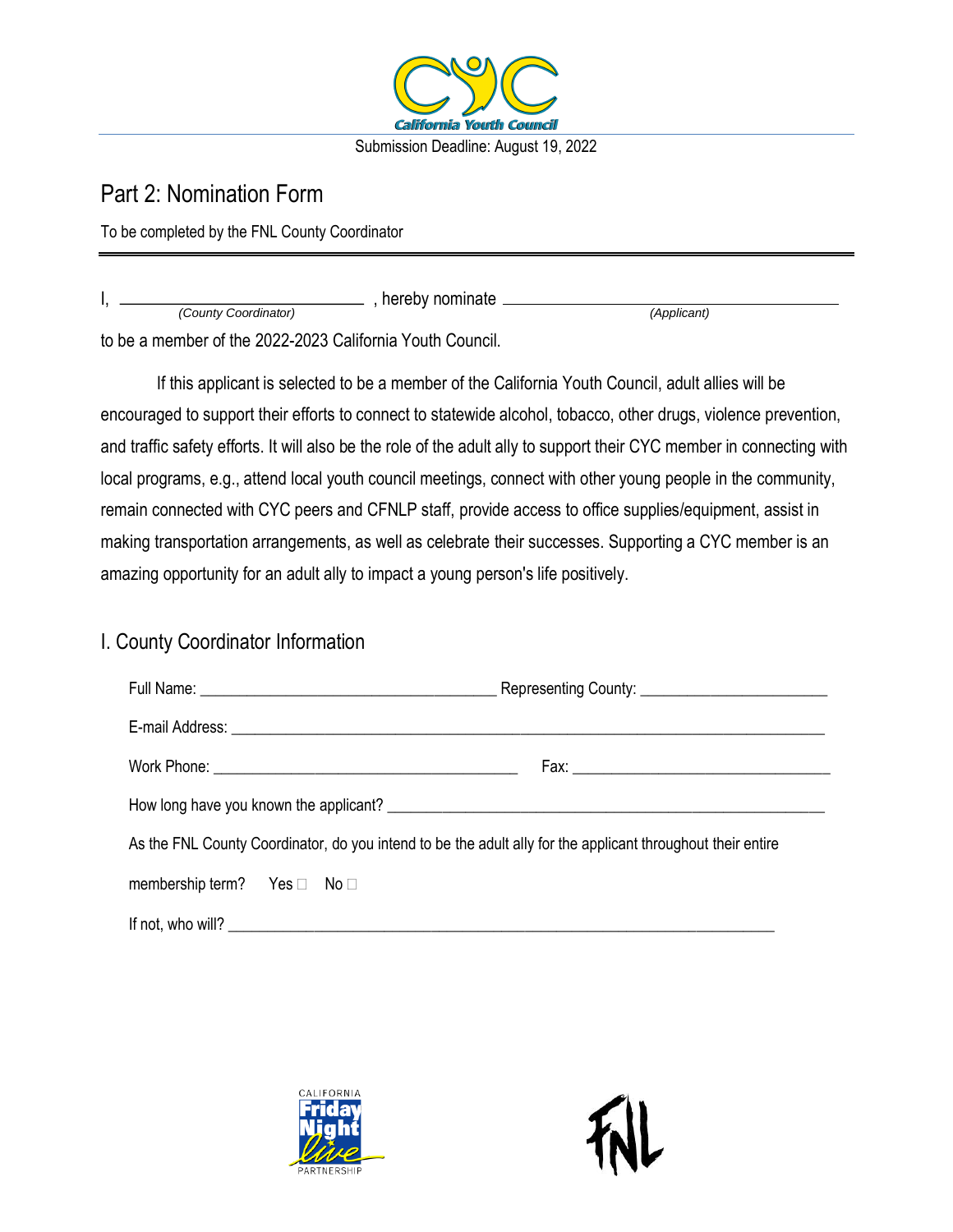Submission Deadline: August 19, 2022

# Part 2: Nomination Form

To be completed by the FNL County Coordinator

I, ______________________________ , hereby nominate ________________________________________
*(County Coordinator)* *(Applicant)*

to be a member of the 2022-2023 California Youth Council.

If this applicant is selected to be a member of the California Youth Council, adult allies will be encouraged to support their efforts to connect to statewide alcohol, tobacco, other drugs, violence prevention, and traffic safety efforts. It will also be the role of the adult ally to support their CYC member in connecting with local programs, e.g., attend local youth council meetings, connect with other young people in the community, remain connected with CYC peers and CFNLP staff, provide access to office supplies/equipment, assist in making transportation arrangements, as well as celebrate their successes. Supporting a CYC member is an amazing opportunity for an adult ally to impact a young person's life positively.

## I. County Coordinator Information

Full Name: ____________________________________ Representing County: ________________________

E-mail Address: ___________________________________________________________________________

Work Phone: ______________________________________ Fax: __________________________________

How long have you known the applicant? ______________________________________________________

As the FNL County Coordinator, do you intend to be the adult ally for the applicant throughout their entire membership term? Yes ☐ No ☐

If not, who will? ____________________________________________________________________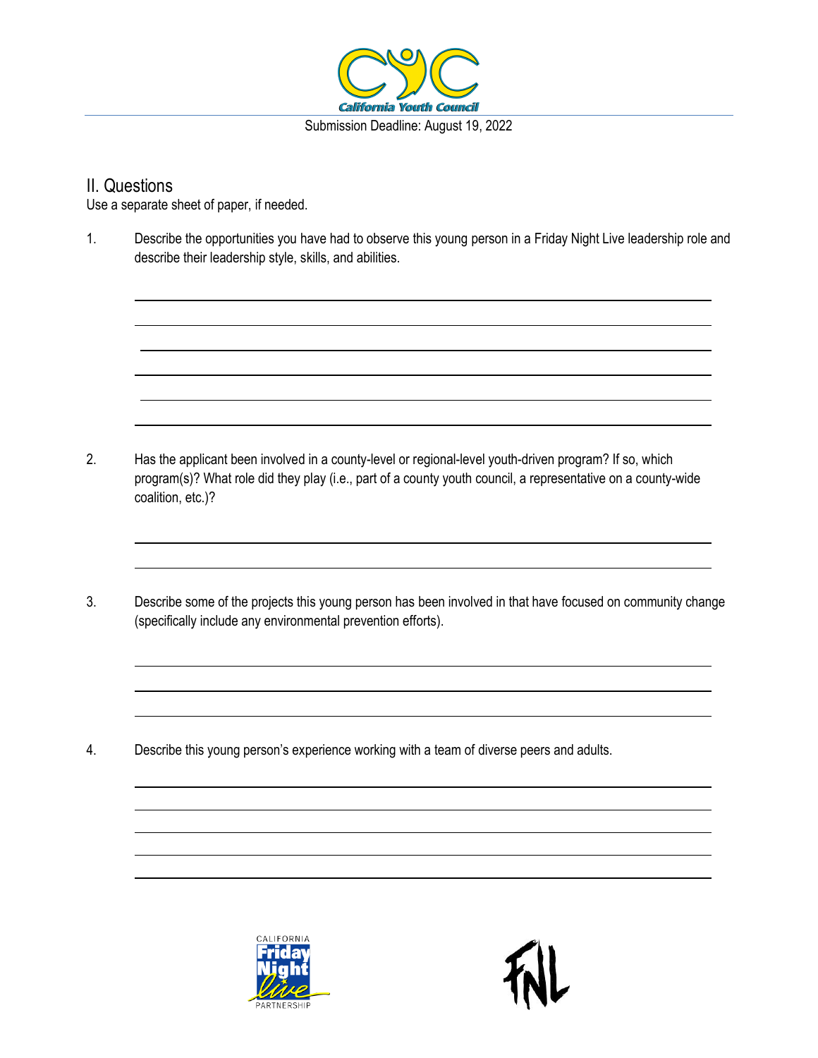Submission Deadline: August 19, 2022

## II. Questions

Use a separate sheet of paper, if needed.

1. Describe the opportunities you have had to observe this young person in a Friday Night Live leadership role and describe their leadership style, skills, and abilities.

2. Has the applicant been involved in a county-level or regional-level youth-driven program? If so, which program(s)? What role did they play (i.e., part of a county youth council, a representative on a county-wide coalition, etc.)?

3. Describe some of the projects this young person has been involved in that have focused on community change (specifically include any environmental prevention efforts).

4. Describe this young person's experience working with a team of diverse peers and adults.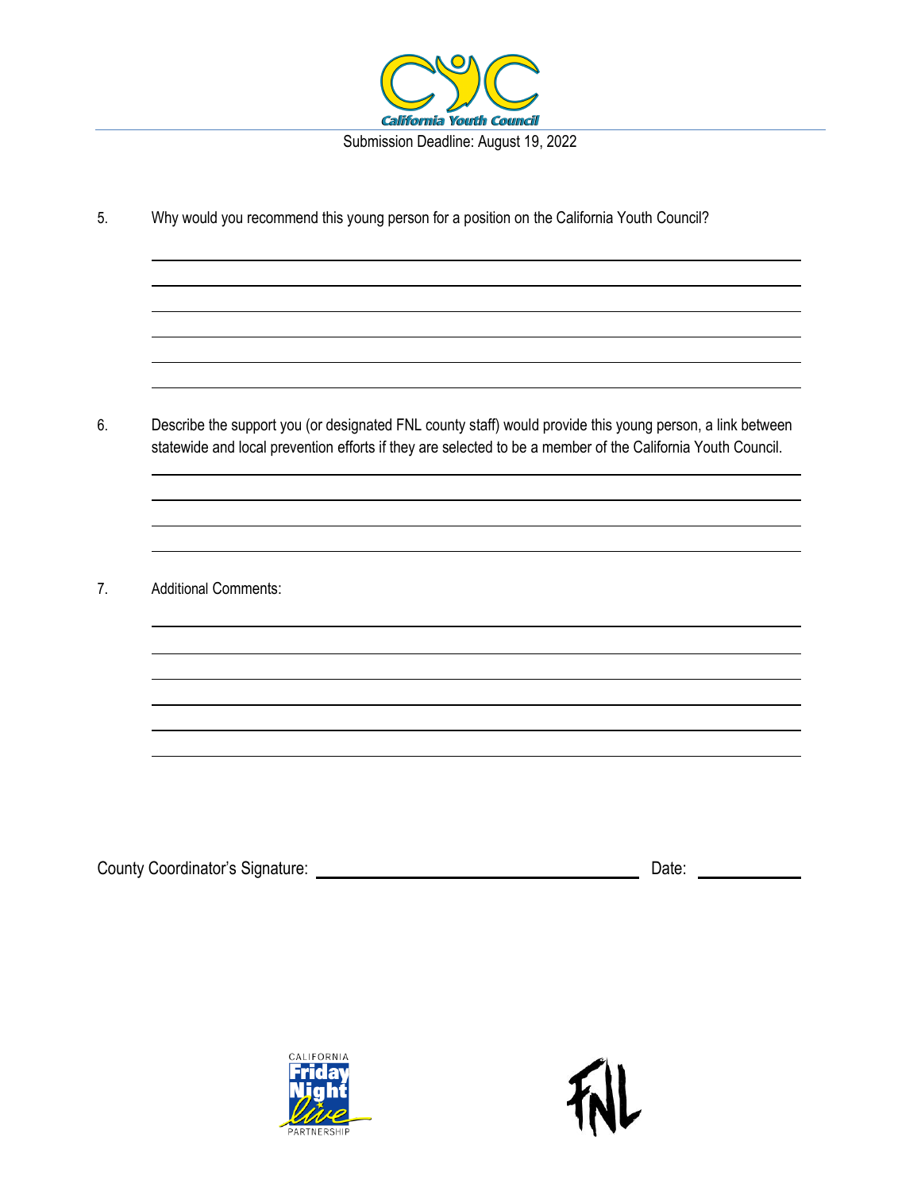Submission Deadline: August 19, 2022

5. Why would you recommend this young person for a position on the California Youth Council?

______________________________________________________________________

______________________________________________________________________

______________________________________________________________________

______________________________________________________________________

______________________________________________________________________

______________________________________________________________________

6. Describe the support you (or designated FNL county staff) would provide this young person, a link between statewide and local prevention efforts if they are selected to be a member of the California Youth Council.

______________________________________________________________________

______________________________________________________________________

______________________________________________________________________

______________________________________________________________________

7. Additional Comments:

______________________________________________________________________

______________________________________________________________________

______________________________________________________________________

______________________________________________________________________

______________________________________________________________________

______________________________________________________________________

County Coordinator's Signature: ______________________________ Date: ____________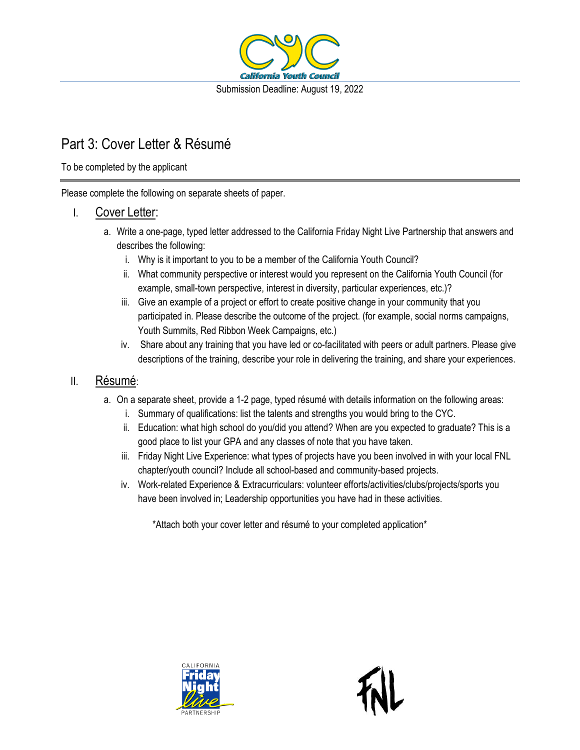Submission Deadline: August 19, 2022

# Part 3: Cover Letter & Résumé

To be completed by the applicant

Please complete the following on separate sheets of paper.

## I. Cover Letter:

a. Write a one-page, typed letter addressed to the California Friday Night Live Partnership that answers and describes the following:

   i. Why is it important to you to be a member of the California Youth Council?

   ii. What community perspective or interest would you represent on the California Youth Council (for example, small-town perspective, interest in diversity, particular experiences, etc.)?

   iii. Give an example of a project or effort to create positive change in your community that you participated in. Please describe the outcome of the project. (for example, social norms campaigns, Youth Summits, Red Ribbon Week Campaigns, etc.)

   iv. Share about any training that you have led or co-facilitated with peers or adult partners. Please give descriptions of the training, describe your role in delivering the training, and share your experiences.

## II. Résumé:

a. On a separate sheet, provide a 1-2 page, typed résumé with details information on the following areas:

   i. Summary of qualifications: list the talents and strengths you would bring to the CYC.

   ii. Education: what high school do you/did you attend? When are you expected to graduate? This is a good place to list your GPA and any classes of note that you have taken.

   iii. Friday Night Live Experience: what types of projects have you been involved in with your local FNL chapter/youth council? Include all school-based and community-based projects.

   iv. Work-related Experience & Extracurriculars: volunteer efforts/activities/clubs/projects/sports you have been involved in; Leadership opportunities you have had in these activities.

*Attach both your cover letter and résumé to your completed application*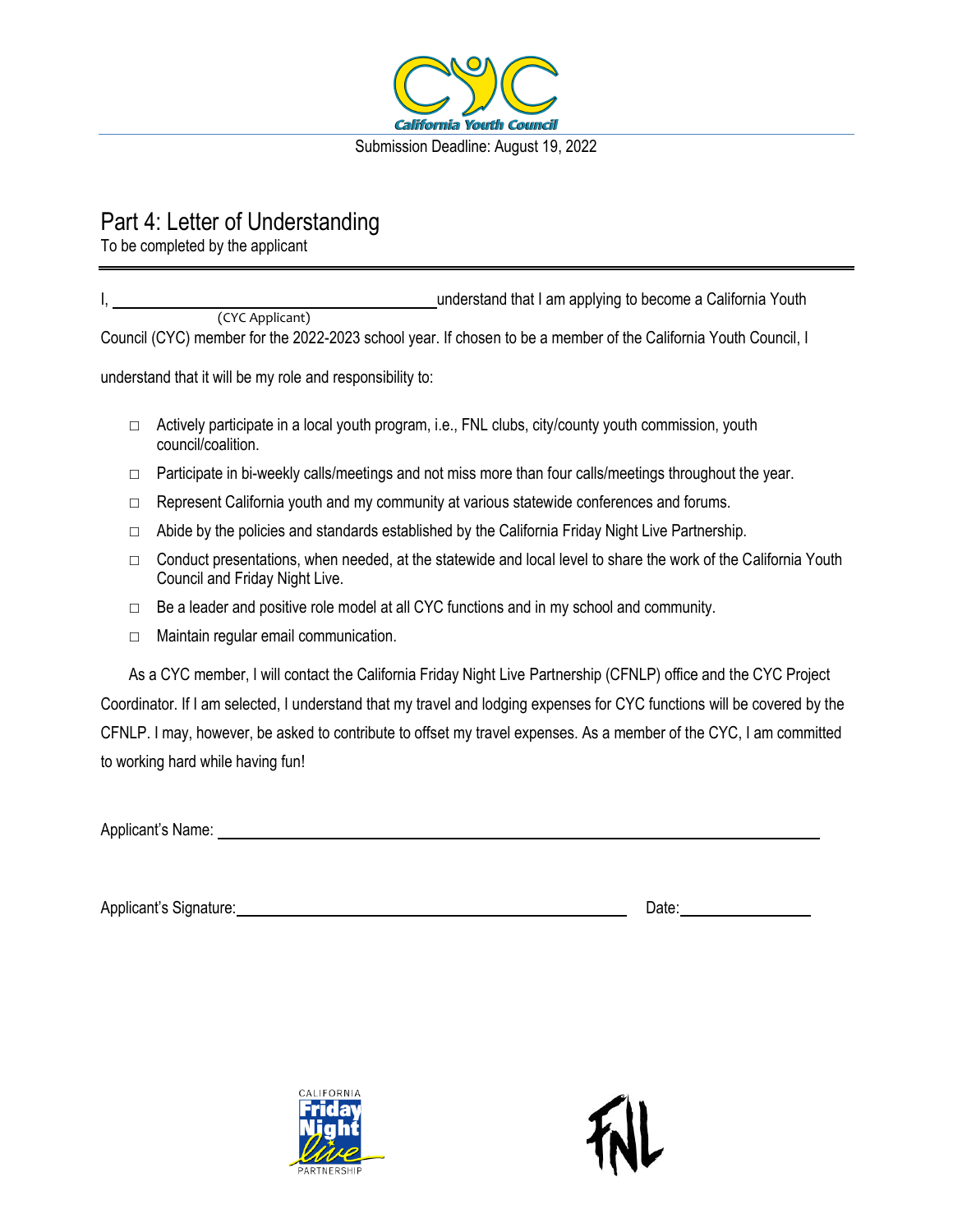Submission Deadline: August 19, 2022

# Part 4: Letter of Understanding

To be completed by the applicant

I, ______________________________ understand that I am applying to become a California Youth
(CYC Applicant)

Council (CYC) member for the 2022-2023 school year. If chosen to be a member of the California Youth Council, I understand that it will be my role and responsibility to:

- □ Actively participate in a local youth program, i.e., FNL clubs, city/county youth commission, youth council/coalition.
- □ Participate in bi-weekly calls/meetings and not miss more than four calls/meetings throughout the year.
- □ Represent California youth and my community at various statewide conferences and forums.
- □ Abide by the policies and standards established by the California Friday Night Live Partnership.
- □ Conduct presentations, when needed, at the statewide and local level to share the work of the California Youth Council and Friday Night Live.
- □ Be a leader and positive role model at all CYC functions and in my school and community.
- □ Maintain regular email communication.

As a CYC member, I will contact the California Friday Night Live Partnership (CFNLP) office and the CYC Project Coordinator. If I am selected, I understand that my travel and lodging expenses for CYC functions will be covered by the CFNLP. I may, however, be asked to contribute to offset my travel expenses. As a member of the CYC, I am committed to working hard while having fun!

Applicant's Name: ______________________________

Applicant's Signature: ______________________________ Date: ______________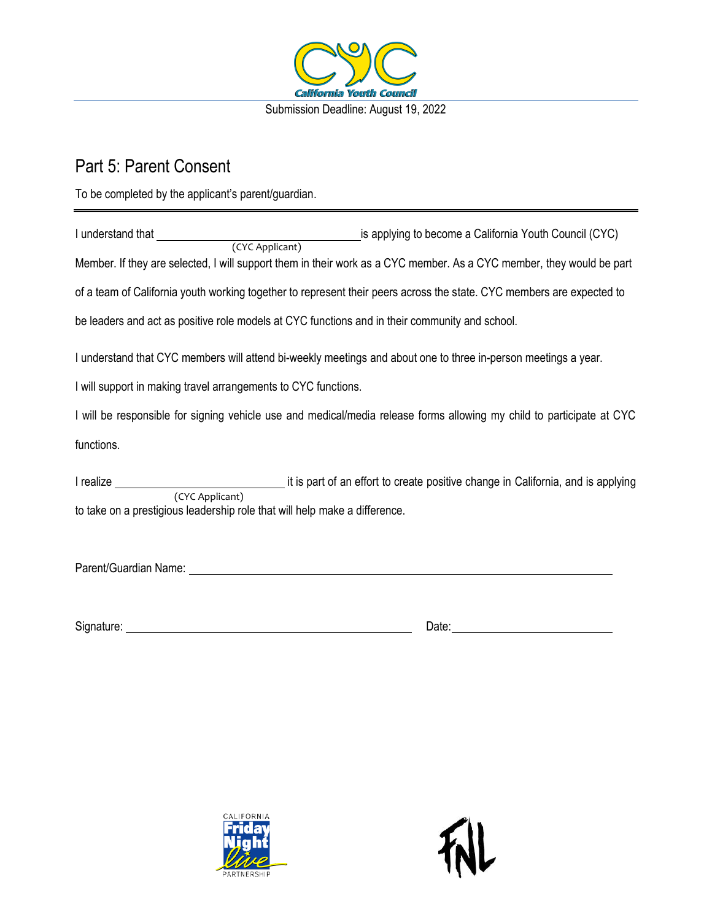Submission Deadline: August 19, 2022

## Part 5: Parent Consent

To be completed by the applicant's parent/guardian.

---

I understand that ______________________________ is applying to become a California Youth Council (CYC)
(CYC Applicant)
Member. If they are selected, I will support them in their work as a CYC member. As a CYC member, they would be part of a team of California youth working together to represent their peers across the state. CYC members are expected to be leaders and act as positive role models at CYC functions and in their community and school.

I understand that CYC members will attend bi-weekly meetings and about one to three in-person meetings a year.

I will support in making travel arrangements to CYC functions.

I will be responsible for signing vehicle use and medical/media release forms allowing my child to participate at CYC functions.

I realize ______________________________ it is part of an effort to create positive change in California, and is applying
(CYC Applicant)
to take on a prestigious leadership role that will help make a difference.

Parent/Guardian Name: ____________________________________________

Signature: ______________________________ Date: ____________________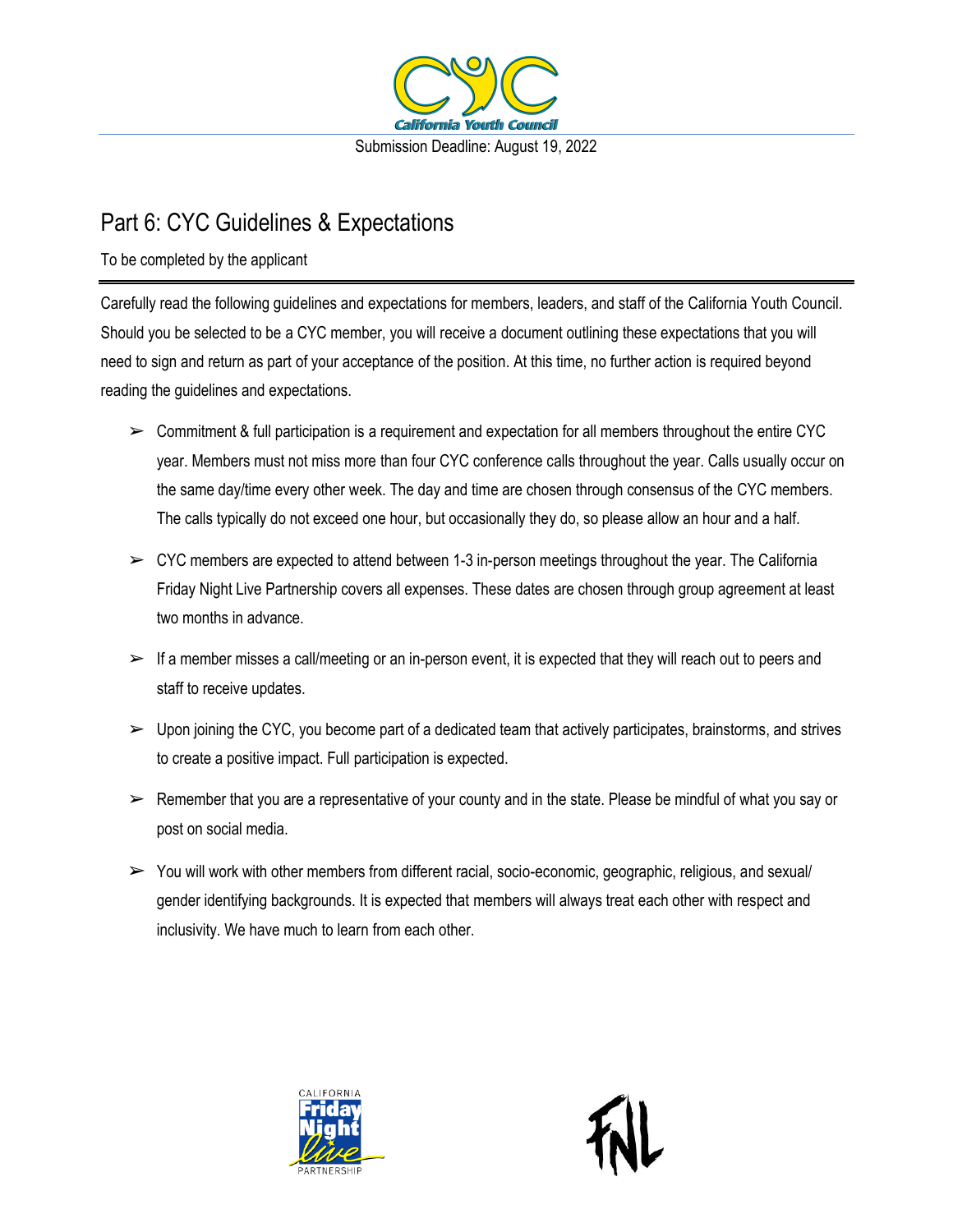Submission Deadline: August 19, 2022

## Part 6: CYC Guidelines & Expectations

To be completed by the applicant

Carefully read the following guidelines and expectations for members, leaders, and staff of the California Youth Council. Should you be selected to be a CYC member, you will receive a document outlining these expectations that you will need to sign and return as part of your acceptance of the position. At this time, no further action is required beyond reading the guidelines and expectations.

- Commitment & full participation is a requirement and expectation for all members throughout the entire CYC year. Members must not miss more than four CYC conference calls throughout the year. Calls usually occur on the same day/time every other week. The day and time are chosen through consensus of the CYC members. The calls typically do not exceed one hour, but occasionally they do, so please allow an hour and a half.
- CYC members are expected to attend between 1-3 in-person meetings throughout the year. The California Friday Night Live Partnership covers all expenses. These dates are chosen through group agreement at least two months in advance.
- If a member misses a call/meeting or an in-person event, it is expected that they will reach out to peers and staff to receive updates.
- Upon joining the CYC, you become part of a dedicated team that actively participates, brainstorms, and strives to create a positive impact. Full participation is expected.
- Remember that you are a representative of your county and in the state. Please be mindful of what you say or post on social media.
- You will work with other members from different racial, socio-economic, geographic, religious, and sexual/ gender identifying backgrounds. It is expected that members will always treat each other with respect and inclusivity. We have much to learn from each other.